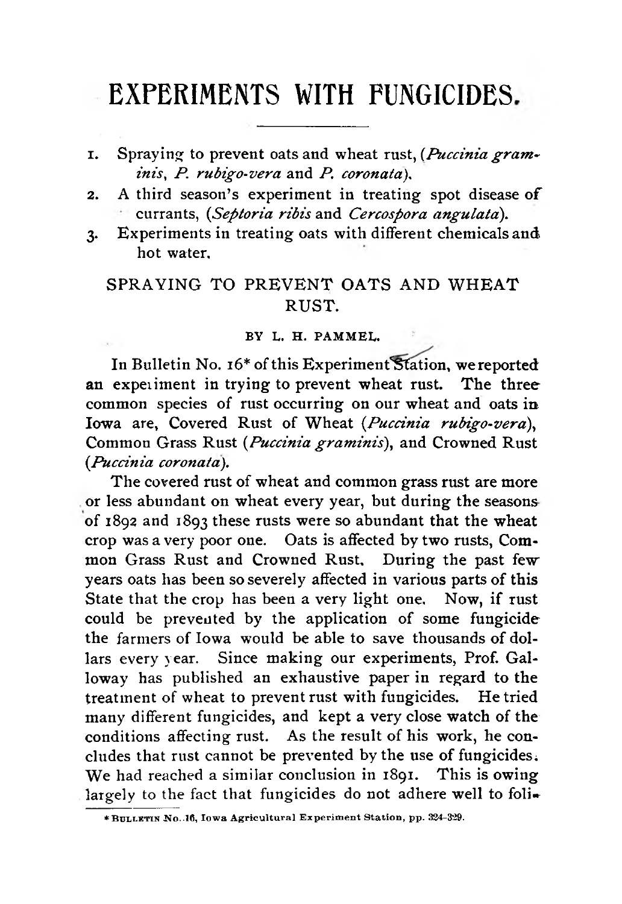# EXPERIMENTS WITH FUNGICIDES.

1. Spraying to prevent oats and wheat rust, (*Puccinia graminis*, *P. rubigo-vera* and *P. coronata*).
2. A third season's experiment in treating spot disease of currants, (*Septoria ribis* and *Cercospora angulata*).
3. Experiments in treating oats with different chemicals and hot water.

## SPRAYING TO PREVENT OATS AND WHEAT RUST.

BY L. H. PAMMEL.

In Bulletin No. 16* of this Experiment Station, we reported an expeiiment in trying to prevent wheat rust. The three common species of rust occurring on our wheat and oats in Iowa are, Covered Rust of Wheat (*Puccinia rubigo-vera*), Common Grass Rust (*Puccinia graminis*), and Crowned Rust (*Puccinia coronata*).

The covered rust of wheat and common grass rust are more or less abundant on wheat every year, but during the seasons of 1892 and 1893 these rusts were so abundant that the wheat crop was a very poor one. Oats is affected by two rusts, Common Grass Rust and Crowned Rust. During the past few years oats has been so severely affected in various parts of this State that the crop has been a very light one. Now, if rust could be prevented by the application of some fungicide the farmers of Iowa would be able to save thousands of dollars every year. Since making our experiments, Prof. Galloway has published an exhaustive paper in regard to the treatment of wheat to prevent rust with fungicides. He tried many different fungicides, and kept a very close watch of the conditions affecting rust. As the result of his work, he concludes that rust cannot be prevented by the use of fungicides. We had reached a similar conclusion in 1891. This is owing largely to the fact that fungicides do not adhere well to foli-

* BULLETIN No. 16, Iowa Agricultural Experiment Station, pp. 324-329.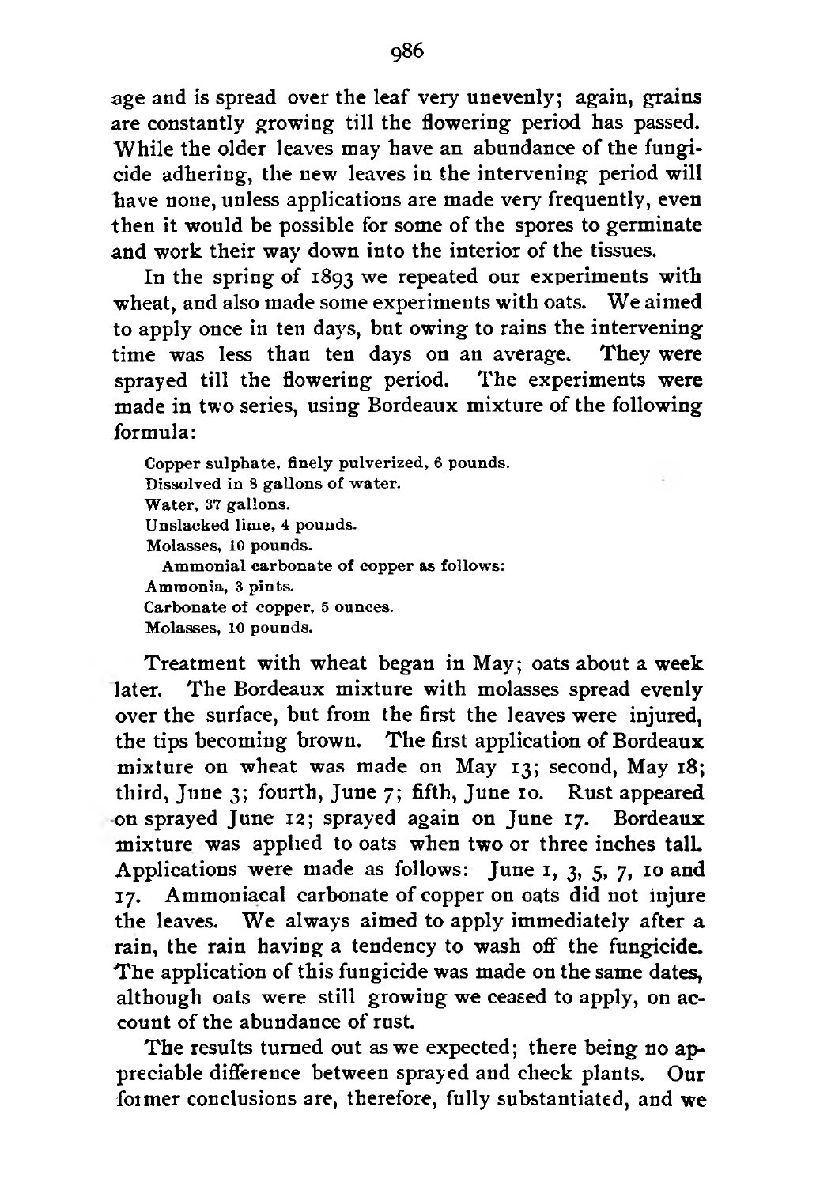age and is spread over the leaf very unevenly; again, grains are constantly growing till the flowering period has passed. While the older leaves may have an abundance of the fungicide adhering, the new leaves in the intervening period will have none, unless applications are made very frequently, even then it would be possible for some of the spores to germinate and work their way down into the interior of the tissues.

In the spring of 1893 we repeated our experiments with wheat, and also made some experiments with oats. We aimed to apply once in ten days, but owing to rains the intervening time was less than ten days on an average. They were sprayed till the flowering period. The experiments were made in two series, using Bordeaux mixture of the following formula:

Copper sulphate, finely pulverized, 6 pounds.
Dissolved in 8 gallons of water.
Water, 37 gallons.
Unslacked lime, 4 pounds.
Molasses, 10 pounds.
Ammonial carbonate of copper as follows:
Ammonia, 3 pints.
Carbonate of copper, 5 ounces.
Molasses, 10 pounds.

Treatment with wheat began in May; oats about a week later. The Bordeaux mixture with molasses spread evenly over the surface, but from the first the leaves were injured, the tips becoming brown. The first application of Bordeaux mixture on wheat was made on May 13; second, May 18; third, June 3; fourth, June 7; fifth, June 10. Rust appeared on sprayed June 12; sprayed again on June 17. Bordeaux mixture was applied to oats when two or three inches tall. Applications were made as follows: June 1, 3, 5, 7, 10 and 17. Ammoniacal carbonate of copper on oats did not injure the leaves. We always aimed to apply immediately after a rain, the rain having a tendency to wash off the fungicide. The application of this fungicide was made on the same dates, although oats were still growing we ceased to apply, on account of the abundance of rust.

The results turned out as we expected; there being no appreciable difference between sprayed and check plants. Our former conclusions are, therefore, fully substantiated, and we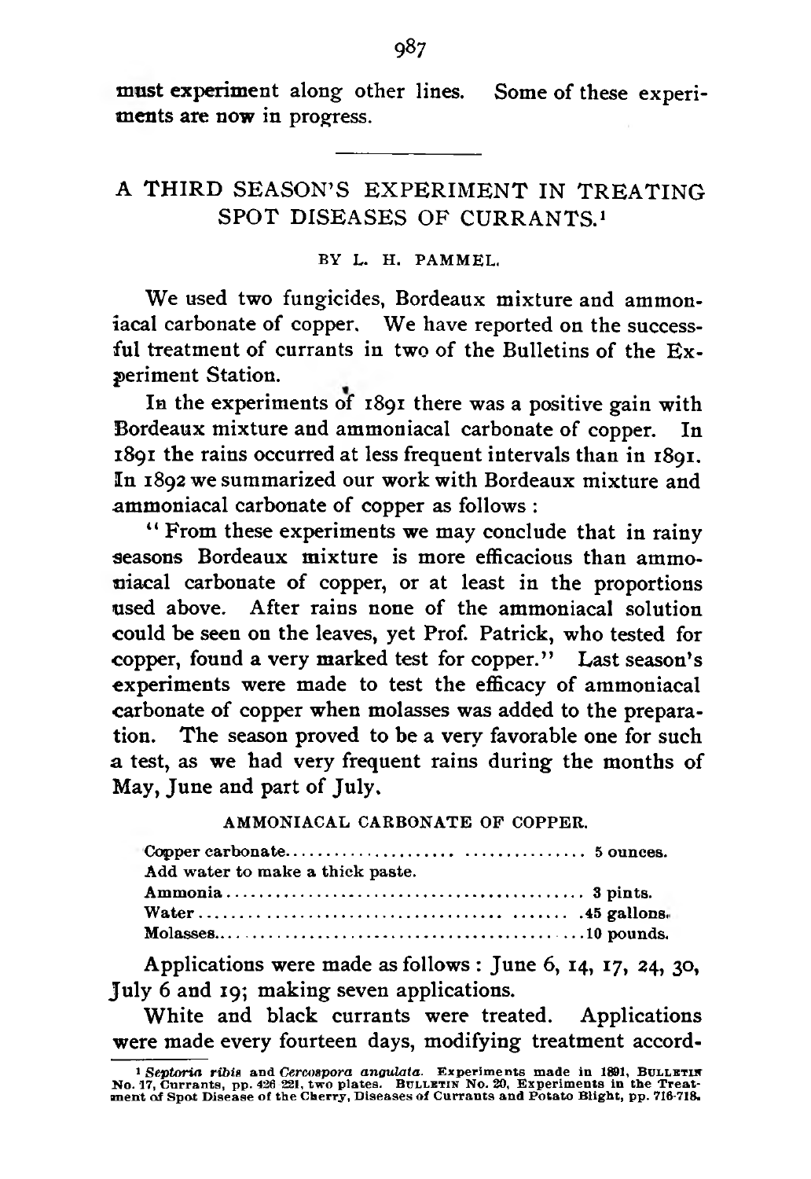must experiment along other lines. Some of these experiments are now in progress.

---

## A THIRD SEASON'S EXPERIMENT IN TREATING SPOT DISEASES OF CURRANTS.[1]

BY L. H. PAMMEL.

We used two fungicides, Bordeaux mixture and ammoniacal carbonate of copper. We have reported on the successful treatment of currants in two of the Bulletins of the Experiment Station.

In the experiments of 1891 there was a positive gain with Bordeaux mixture and ammoniacal carbonate of copper. In 1891 the rains occurred at less frequent intervals than in 1891. In 1892 we summarized our work with Bordeaux mixture and ammoniacal carbonate of copper as follows :

"From these experiments we may conclude that in rainy seasons Bordeaux mixture is more efficacious than ammoniacal carbonate of copper, or at least in the proportions used above. After rains none of the ammoniacal solution could be seen on the leaves, yet Prof. Patrick, who tested for copper, found a very marked test for copper." Last season's experiments were made to test the efficacy of ammoniacal carbonate of copper when molasses was added to the preparation. The season proved to be a very favorable one for such a test, as we had very frequent rains during the months of May, June and part of July.

AMMONIACAL CARBONATE OF COPPER.

Copper carbonate.................................... 5 ounces.
Add water to make a thick paste.
Ammonia.............................................. 3 pints.
Water........................................... .45 gallons.
Molasses...............................................10 pounds.

Applications were made as follows : June 6, 14, 17, 24, 30, July 6 and 19; making seven applications.

White and black currants were treated. Applications were made every fourteen days, modifying treatment accord-

[1] *Septoria ribis* and *Cercospora angulata*. Experiments made in 1891, BULLETIN No. 17, Currants, pp. 426 221, two plates. BULLETIN No. 20, Experiments in the Treatment of Spot Disease of the Cherry, Diseases of Currants and Potato Blight, pp. 716-718.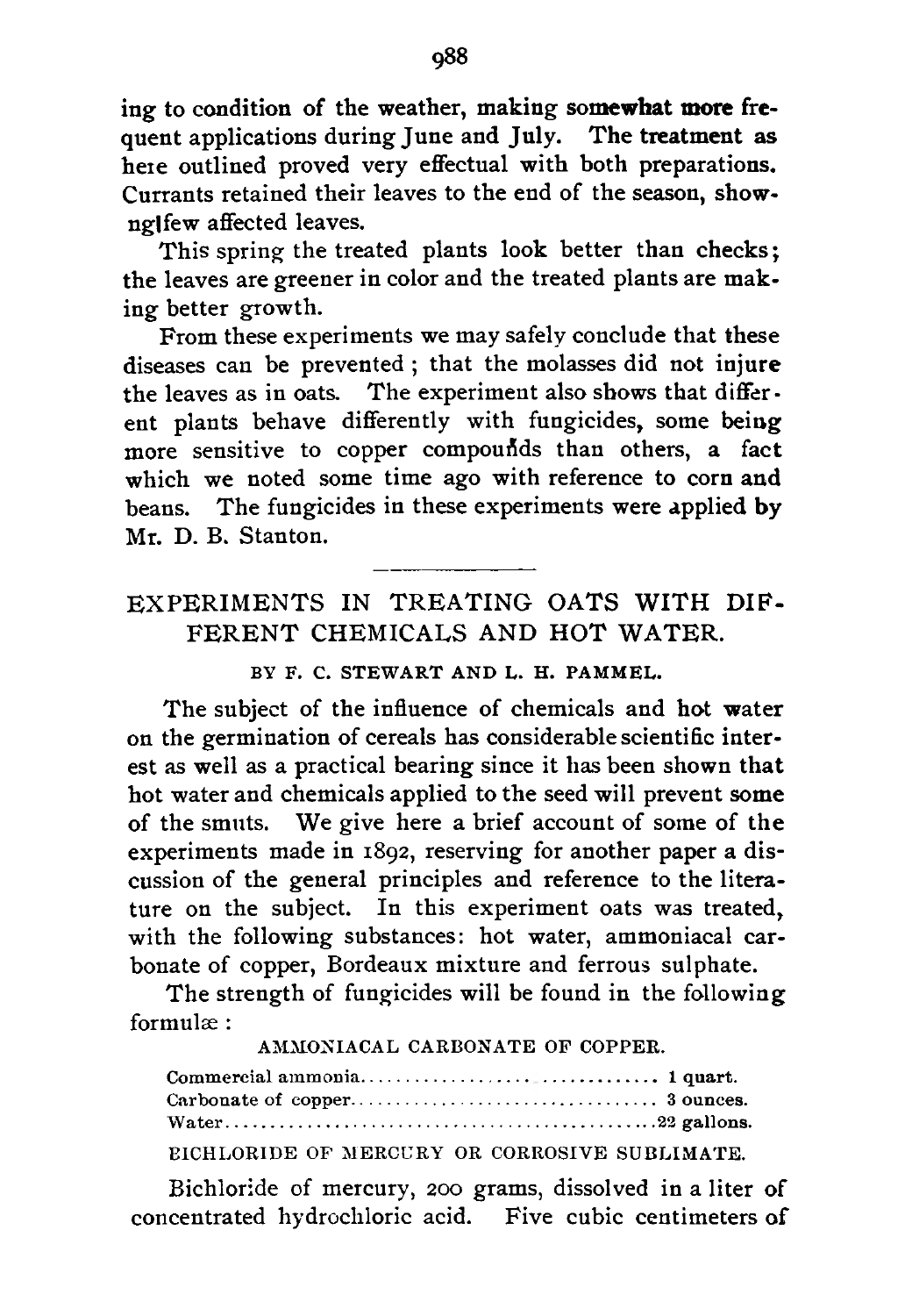ing to condition of the weather, making somewhat more frequent applications during June and July. The treatment as here outlined proved very effectual with both preparations. Currants retained their leaves to the end of the season, showing few affected leaves.

This spring the treated plants look better than checks; the leaves are greener in color and the treated plants are making better growth.

From these experiments we may safely conclude that these diseases can be prevented; that the molasses did not injure the leaves as in oats. The experiment also shows that different plants behave differently with fungicides, some being more sensitive to copper compounds than others, a fact which we noted some time ago with reference to corn and beans. The fungicides in these experiments were applied by Mr. D. B. Stanton.

---

## EXPERIMENTS IN TREATING OATS WITH DIFFERENT CHEMICALS AND HOT WATER.

BY F. C. STEWART AND L. H. PAMMEL.

The subject of the influence of chemicals and hot water on the germination of cereals has considerable scientific interest as well as a practical bearing since it has been shown that hot water and chemicals applied to the seed will prevent some of the smuts. We give here a brief account of some of the experiments made in 1892, reserving for another paper a discussion of the general principles and reference to the literature on the subject. In this experiment oats was treated, with the following substances: hot water, ammoniacal carbonate of copper, Bordeaux mixture and ferrous sulphate.

The strength of fungicides will be found in the following formulæ:

AMMONIACAL CARBONATE OF COPPER.

Commercial ammonia.............................. 1 quart.
Carbonate of copper.............................. 3 ounces.
Water..........................................22 gallons.

BICHLORIDE OF MERCURY OR CORROSIVE SUBLIMATE.

Bichloride of mercury, 200 grams, dissolved in a liter of concentrated hydrochloric acid. Five cubic centimeters of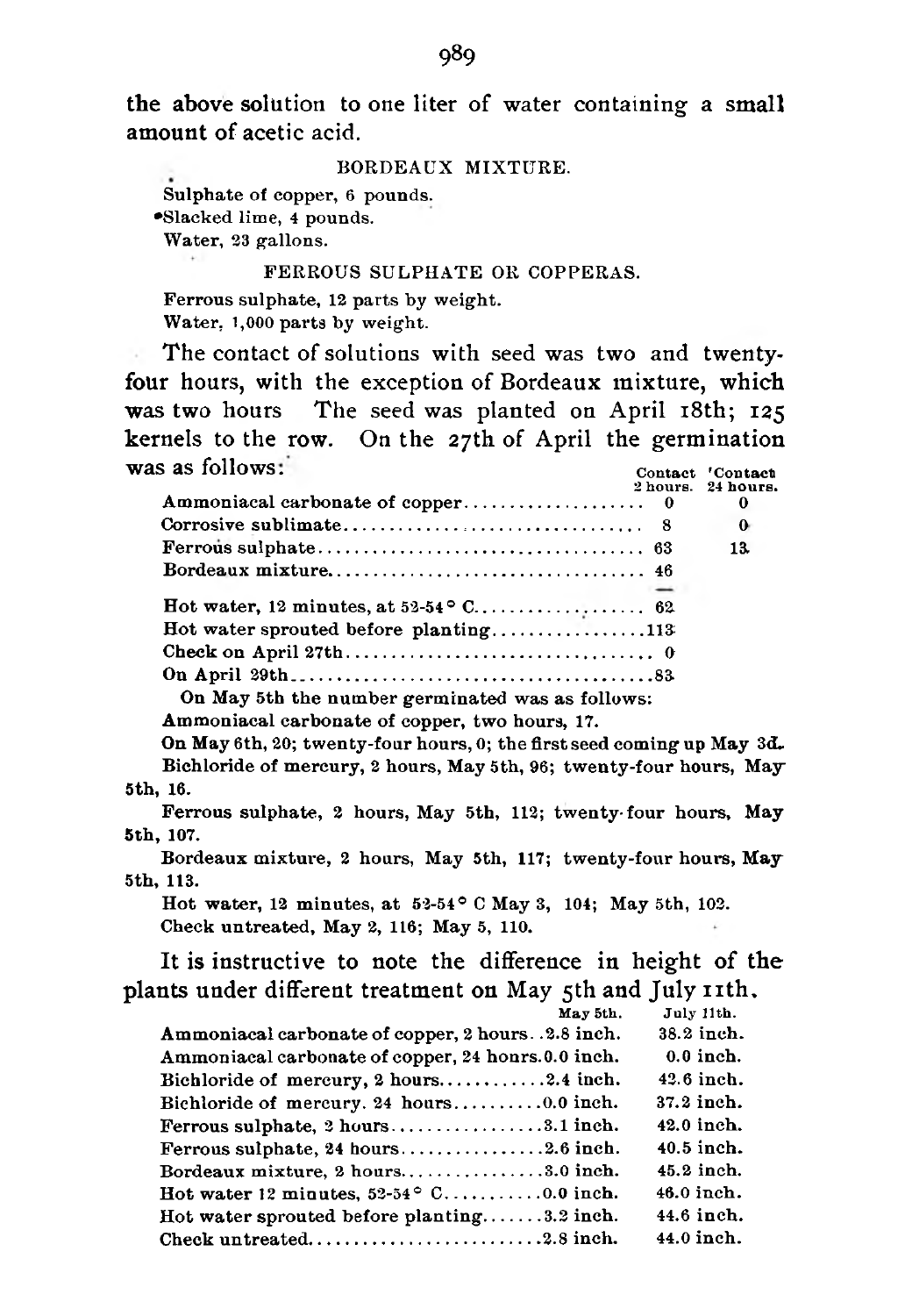the above solution to one liter of water containing a small amount of acetic acid.

BORDEAUX MIXTURE.

Sulphate of copper, 6 pounds.
Slacked lime, 4 pounds.
Water, 23 gallons.

FERROUS SULPHATE OR COPPERAS.

Ferrous sulphate, 12 parts by weight.
Water, 1,000 parts by weight.

The contact of solutions with seed was two and twenty-four hours, with the exception of Bordeaux mixture, which was two hours The seed was planted on April 18th; 125 kernels to the row. On the 27th of April the germination was as follows:

| | Contact 2 hours. | Contact 24 hours. |
|---|---|---|
| Ammoniacal carbonate of copper | 0 | 0 |
| Corrosive sublimate | 8 | 0 |
| Ferrous sulphate | 63 | 13 |
| Bordeaux mixture | 46 | — |
| Hot water, 12 minutes, at 52-54° C. | 62 | |
| Hot water sprouted before planting | 113 | |
| Check on April 27th | 0 | |
| On April 29th | 83 | |

On May 5th the number germinated was as follows:

Ammoniacal carbonate of copper, two hours, 17.

On May 6th, 20; twenty-four hours, 0; the first seed coming up May 3d.

Bichloride of mercury, 2 hours, May 5th, 96; twenty-four hours, May 5th, 16.

Ferrous sulphate, 2 hours, May 5th, 112; twenty-four hours, May 5th, 107.

Bordeaux mixture, 2 hours, May 5th, 117; twenty-four hours, May 5th, 113.

Hot water, 12 minutes, at 52-54° C May 3, 104; May 5th, 102.

Check untreated, May 2, 116; May 5, 110.

It is instructive to note the difference in height of the plants under different treatment on May 5th and July 11th.

| | May 5th. | July 11th. |
|---|---|---|
| Ammoniacal carbonate of copper, 2 hours | 2.8 inch. | 38.2 inch. |
| Ammoniacal carbonate of copper, 24 hours | 0.0 inch. | 0.0 inch. |
| Bichloride of mercury, 2 hours | 2.4 inch. | 42.6 inch. |
| Bichloride of mercury. 24 hours | 0.0 inch. | 37.2 inch. |
| Ferrous sulphate, 2 hours | 3.1 inch. | 42.0 inch. |
| Ferrous sulphate, 24 hours | 2.6 inch. | 40.5 inch. |
| Bordeaux mixture, 2 hours | 3.0 inch. | 45.2 inch. |
| Hot water 12 minutes, 52-54° C. | 0.0 inch. | 46.0 inch. |
| Hot water sprouted before planting | 3.2 inch. | 44.6 inch. |
| Check untreated | 2.8 inch. | 44.0 inch. |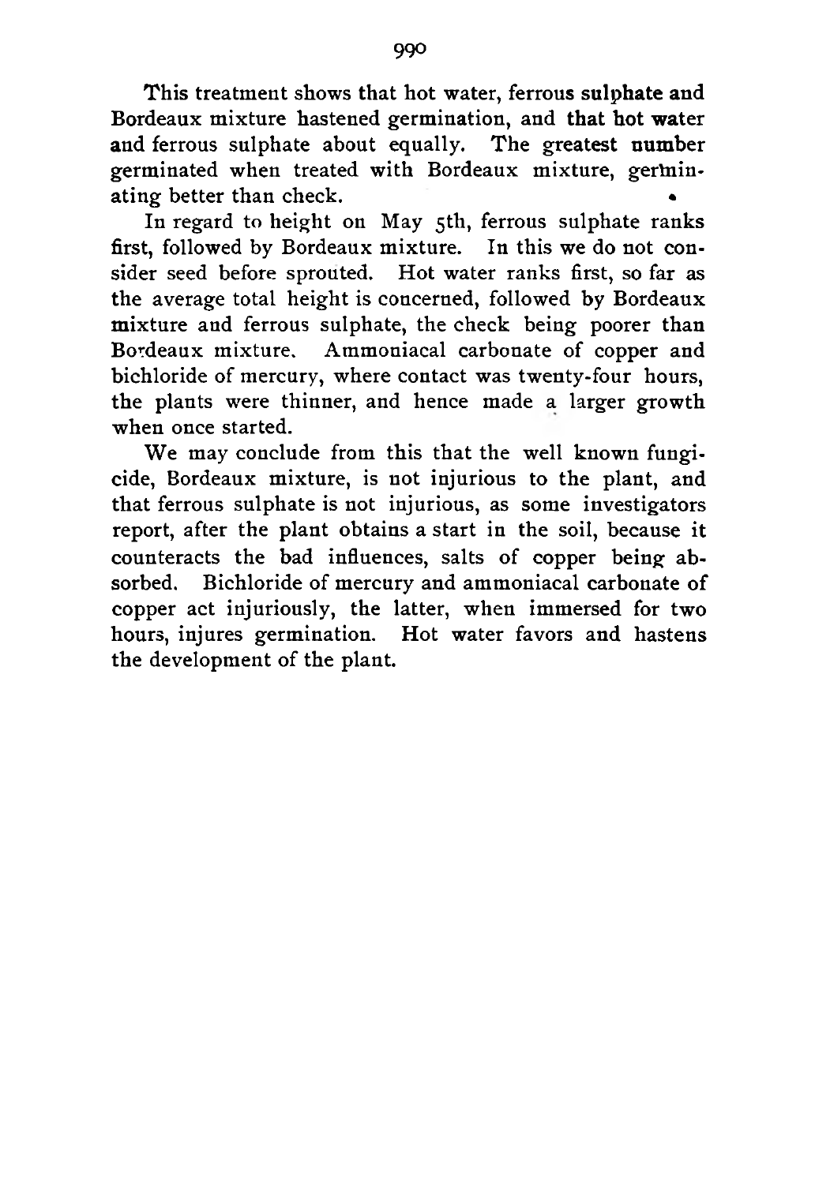This treatment shows that hot water, ferrous sulphate and Bordeaux mixture hastened germination, and that hot water and ferrous sulphate about equally. The greatest number germinated when treated with Bordeaux mixture, germinating better than check.

In regard to height on May 5th, ferrous sulphate ranks first, followed by Bordeaux mixture. In this we do not consider seed before sprouted. Hot water ranks first, so far as the average total height is concerned, followed by Bordeaux mixture and ferrous sulphate, the check being poorer than Bordeaux mixture. Ammoniacal carbonate of copper and bichloride of mercury, where contact was twenty-four hours, the plants were thinner, and hence made a larger growth when once started.

We may conclude from this that the well known fungicide, Bordeaux mixture, is not injurious to the plant, and that ferrous sulphate is not injurious, as some investigators report, after the plant obtains a start in the soil, because it counteracts the bad influences, salts of copper being absorbed. Bichloride of mercury and ammoniacal carbonate of copper act injuriously, the latter, when immersed for two hours, injures germination. Hot water favors and hastens the development of the plant.